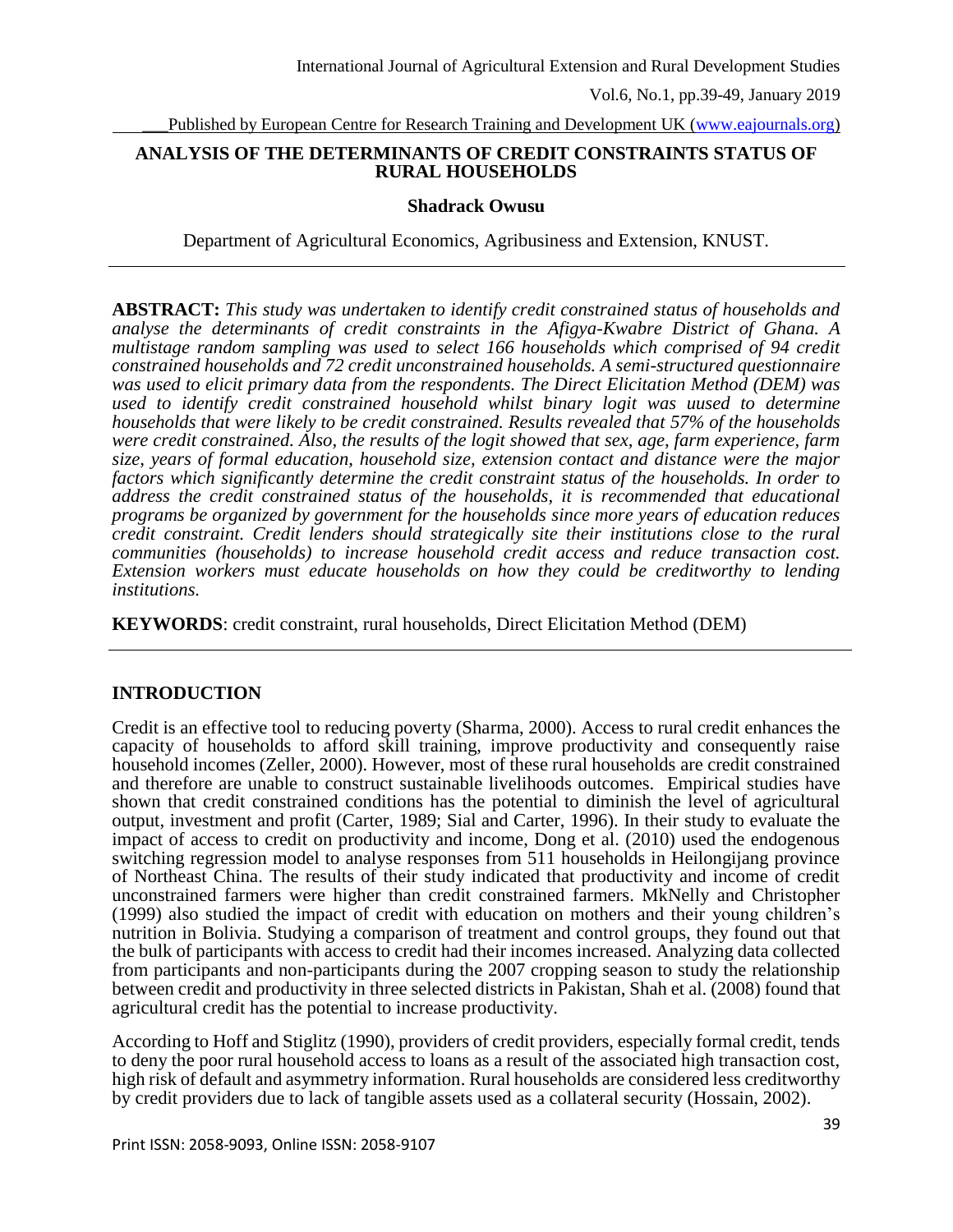# ANALYSIS OF THE DETERMINANTS OF CREDIT CONSTRAINTS STATUS OF RURAL HOUSEHOLDS

**Shadrack Owusu**

Department of Agricultural Economics, Agribusiness and Extension, KNUST.

**ABSTRACT:** *This study was undertaken to identify credit constrained status of households and analyse the determinants of credit constraints in the Afigya-Kwabre District of Ghana. A multistage random sampling was used to select 166 households which comprised of 94 credit constrained households and 72 credit unconstrained households. A semi-structured questionnaire was used to elicit primary data from the respondents. The Direct Elicitation Method (DEM) was used to identify credit constrained household whilst binary logit was uused to determine households that were likely to be credit constrained. Results revealed that 57% of the households were credit constrained. Also, the results of the logit showed that sex, age, farm experience, farm size, years of formal education, household size, extension contact and distance were the major factors which significantly determine the credit constraint status of the households. In order to address the credit constrained status of the households, it is recommended that educational programs be organized by government for the households since more years of education reduces credit constraint. Credit lenders should strategically site their institutions close to the rural communities (households) to increase household credit access and reduce transaction cost. Extension workers must educate households on how they could be creditworthy to lending institutions.*

**KEYWORDS**: credit constraint, rural households, Direct Elicitation Method (DEM)

## INTRODUCTION

Credit is an effective tool to reducing poverty (Sharma, 2000). Access to rural credit enhances the capacity of households to afford skill training, improve productivity and consequently raise household incomes (Zeller, 2000). However, most of these rural households are credit constrained and therefore are unable to construct sustainable livelihoods outcomes. Empirical studies have shown that credit constrained conditions has the potential to diminish the level of agricultural output, investment and profit (Carter, 1989; Sial and Carter, 1996). In their study to evaluate the impact of access to credit on productivity and income, Dong et al. (2010) used the endogenous switching regression model to analyse responses from 511 households in Heilongijang province of Northeast China. The results of their study indicated that productivity and income of credit unconstrained farmers were higher than credit constrained farmers. MkNelly and Christopher (1999) also studied the impact of credit with education on mothers and their young children's nutrition in Bolivia. Studying a comparison of treatment and control groups, they found out that the bulk of participants with access to credit had their incomes increased. Analyzing data collected from participants and non-participants during the 2007 cropping season to study the relationship between credit and productivity in three selected districts in Pakistan, Shah et al. (2008) found that agricultural credit has the potential to increase productivity.

According to Hoff and Stiglitz (1990), providers of credit providers, especially formal credit, tends to deny the poor rural household access to loans as a result of the associated high transaction cost, high risk of default and asymmetry information. Rural households are considered less creditworthy by credit providers due to lack of tangible assets used as a collateral security (Hossain, 2002).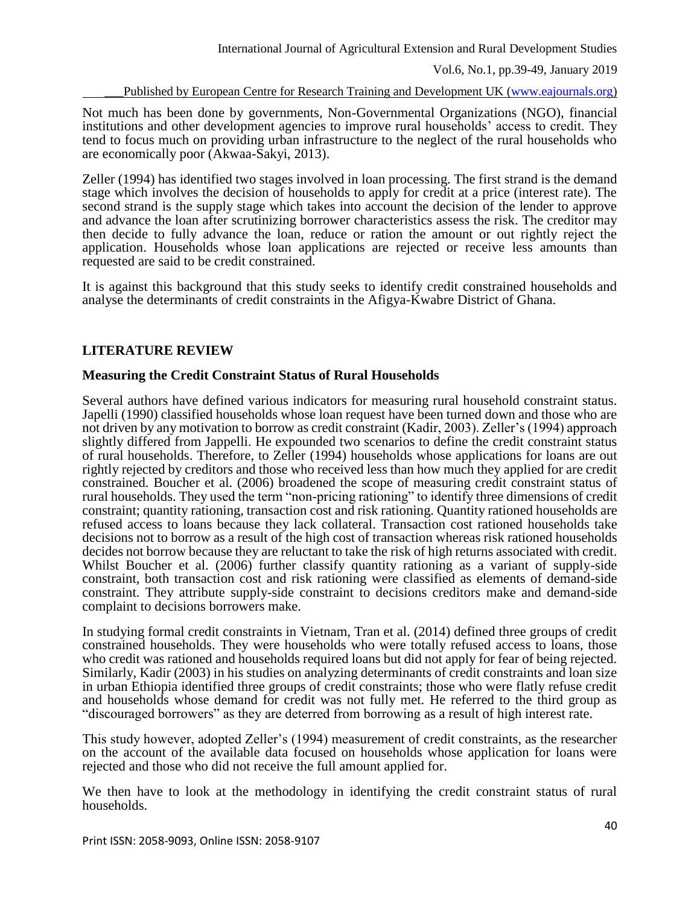Not much has been done by governments, Non-Governmental Organizations (NGO), financial institutions and other development agencies to improve rural households' access to credit. They tend to focus much on providing urban infrastructure to the neglect of the rural households who are economically poor (Akwaa-Sakyi, 2013).

Zeller (1994) has identified two stages involved in loan processing. The first strand is the demand stage which involves the decision of households to apply for credit at a price (interest rate). The second strand is the supply stage which takes into account the decision of the lender to approve and advance the loan after scrutinizing borrower characteristics assess the risk. The creditor may then decide to fully advance the loan, reduce or ration the amount or out rightly reject the application. Households whose loan applications are rejected or receive less amounts than requested are said to be credit constrained.

It is against this background that this study seeks to identify credit constrained households and analyse the determinants of credit constraints in the Afigya-Kwabre District of Ghana.

## LITERATURE REVIEW

### Measuring the Credit Constraint Status of Rural Households

Several authors have defined various indicators for measuring rural household constraint status. Japelli (1990) classified households whose loan request have been turned down and those who are not driven by any motivation to borrow as credit constraint (Kadir, 2003). Zeller's (1994) approach slightly differed from Jappelli. He expounded two scenarios to define the credit constraint status of rural households. Therefore, to Zeller (1994) households whose applications for loans are out rightly rejected by creditors and those who received less than how much they applied for are credit constrained. Boucher et al. (2006) broadened the scope of measuring credit constraint status of rural households. They used the term "non-pricing rationing" to identify three dimensions of credit constraint; quantity rationing, transaction cost and risk rationing. Quantity rationed households are refused access to loans because they lack collateral. Transaction cost rationed households take decisions not to borrow as a result of the high cost of transaction whereas risk rationed households decides not borrow because they are reluctant to take the risk of high returns associated with credit. Whilst Boucher et al. (2006) further classify quantity rationing as a variant of supply-side constraint, both transaction cost and risk rationing were classified as elements of demand-side constraint. They attribute supply-side constraint to decisions creditors make and demand-side complaint to decisions borrowers make.

In studying formal credit constraints in Vietnam, Tran et al. (2014) defined three groups of credit constrained households. They were households who were totally refused access to loans, those who credit was rationed and households required loans but did not apply for fear of being rejected. Similarly, Kadir (2003) in his studies on analyzing determinants of credit constraints and loan size in urban Ethiopia identified three groups of credit constraints; those who were flatly refuse credit and households whose demand for credit was not fully met. He referred to the third group as "discouraged borrowers" as they are deterred from borrowing as a result of high interest rate.

This study however, adopted Zeller's (1994) measurement of credit constraints, as the researcher on the account of the available data focused on households whose application for loans were rejected and those who did not receive the full amount applied for.

We then have to look at the methodology in identifying the credit constraint status of rural households.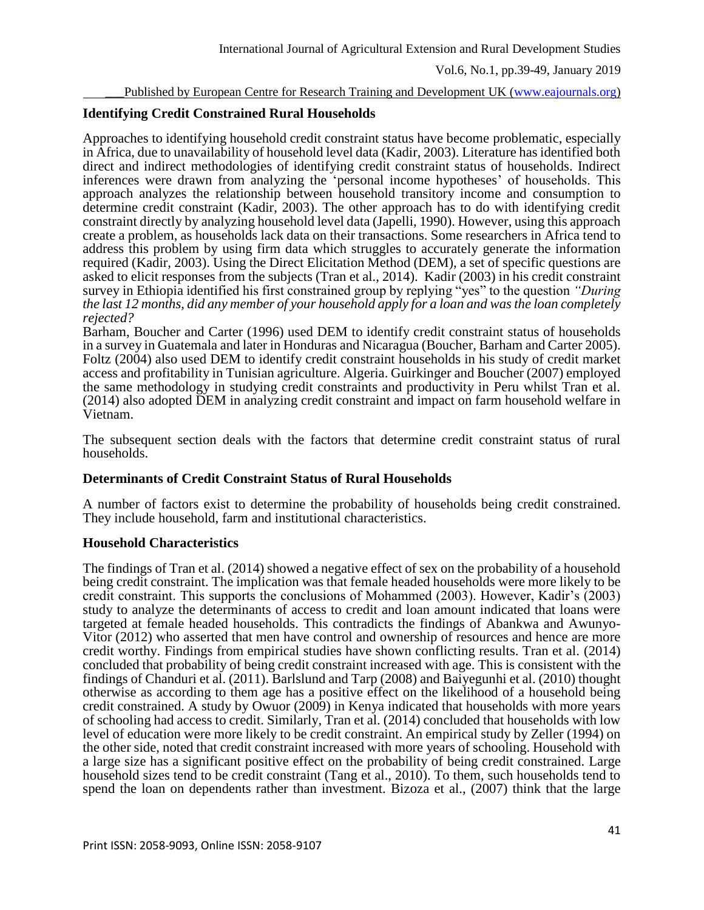## Identifying Credit Constrained Rural Households

Approaches to identifying household credit constraint status have become problematic, especially in Africa, due to unavailability of household level data (Kadir, 2003). Literature has identified both direct and indirect methodologies of identifying credit constraint status of households. Indirect inferences were drawn from analyzing the 'personal income hypotheses' of households. This approach analyzes the relationship between household transitory income and consumption to determine credit constraint (Kadir, 2003). The other approach has to do with identifying credit constraint directly by analyzing household level data (Japelli, 1990). However, using this approach create a problem, as households lack data on their transactions. Some researchers in Africa tend to address this problem by using firm data which struggles to accurately generate the information required (Kadir, 2003). Using the Direct Elicitation Method (DEM), a set of specific questions are asked to elicit responses from the subjects (Tran et al., 2014). Kadir (2003) in his credit constraint survey in Ethiopia identified his first constrained group by replying "yes" to the question *"During the last 12 months, did any member of your household apply for a loan and was the loan completely rejected?*

Barham, Boucher and Carter (1996) used DEM to identify credit constraint status of households in a survey in Guatemala and later in Honduras and Nicaragua (Boucher, Barham and Carter 2005). Foltz (2004) also used DEM to identify credit constraint households in his study of credit market access and profitability in Tunisian agriculture. Algeria. Guirkinger and Boucher (2007) employed the same methodology in studying credit constraints and productivity in Peru whilst Tran et al. (2014) also adopted DEM in analyzing credit constraint and impact on farm household welfare in Vietnam.

The subsequent section deals with the factors that determine credit constraint status of rural households.

## Determinants of Credit Constraint Status of Rural Households

A number of factors exist to determine the probability of households being credit constrained. They include household, farm and institutional characteristics.

## Household Characteristics

The findings of Tran et al. (2014) showed a negative effect of sex on the probability of a household being credit constraint. The implication was that female headed households were more likely to be credit constraint. This supports the conclusions of Mohammed (2003). However, Kadir's (2003) study to analyze the determinants of access to credit and loan amount indicated that loans were targeted at female headed households. This contradicts the findings of Abankwa and Awunyo-Vitor (2012) who asserted that men have control and ownership of resources and hence are more credit worthy. Findings from empirical studies have shown conflicting results. Tran et al. (2014) concluded that probability of being credit constraint increased with age. This is consistent with the findings of Chanduri et al. (2011). Barlslund and Tarp (2008) and Baiyegunhi et al. (2010) thought otherwise as according to them age has a positive effect on the likelihood of a household being credit constrained. A study by Owuor (2009) in Kenya indicated that households with more years of schooling had access to credit. Similarly, Tran et al. (2014) concluded that households with low level of education were more likely to be credit constraint. An empirical study by Zeller (1994) on the other side, noted that credit constraint increased with more years of schooling. Household with a large size has a significant positive effect on the probability of being credit constrained. Large household sizes tend to be credit constraint (Tang et al., 2010). To them, such households tend to spend the loan on dependents rather than investment. Bizoza et al., (2007) think that the large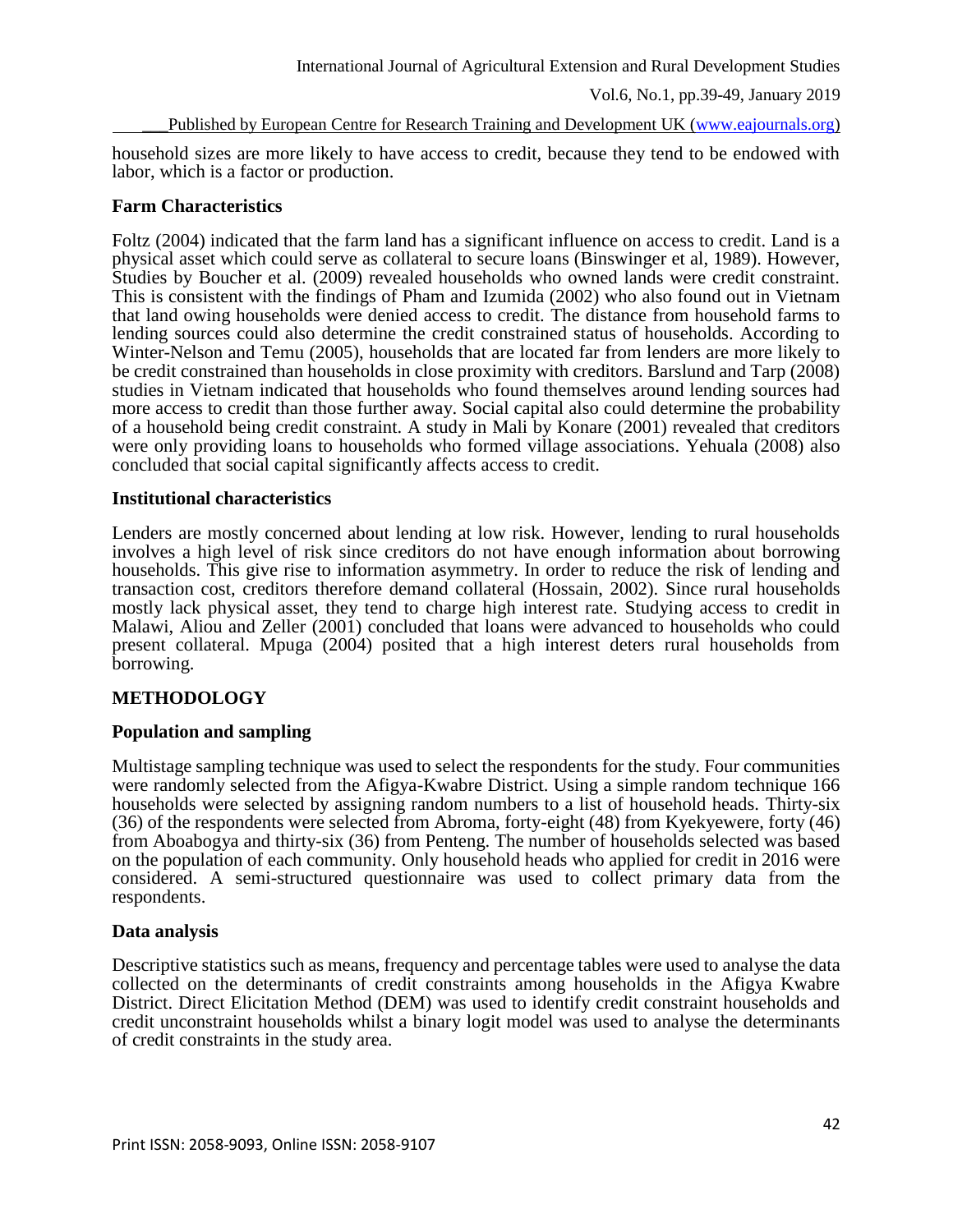household sizes are more likely to have access to credit, because they tend to be endowed with labor, which is a factor or production.

### Farm Characteristics

Foltz (2004) indicated that the farm land has a significant influence on access to credit. Land is a physical asset which could serve as collateral to secure loans (Binswinger et al, 1989). However, Studies by Boucher et al. (2009) revealed households who owned lands were credit constraint. This is consistent with the findings of Pham and Izumida (2002) who also found out in Vietnam that land owing households were denied access to credit. The distance from household farms to lending sources could also determine the credit constrained status of households. According to Winter-Nelson and Temu (2005), households that are located far from lenders are more likely to be credit constrained than households in close proximity with creditors. Barslund and Tarp (2008) studies in Vietnam indicated that households who found themselves around lending sources had more access to credit than those further away. Social capital also could determine the probability of a household being credit constraint. A study in Mali by Konare (2001) revealed that creditors were only providing loans to households who formed village associations. Yehuala (2008) also concluded that social capital significantly affects access to credit.

### Institutional characteristics

Lenders are mostly concerned about lending at low risk. However, lending to rural households involves a high level of risk since creditors do not have enough information about borrowing households. This give rise to information asymmetry. In order to reduce the risk of lending and transaction cost, creditors therefore demand collateral (Hossain, 2002). Since rural households mostly lack physical asset, they tend to charge high interest rate. Studying access to credit in Malawi, Aliou and Zeller (2001) concluded that loans were advanced to households who could present collateral. Mpuga (2004) posited that a high interest deters rural households from borrowing.

## METHODOLOGY

### Population and sampling

Multistage sampling technique was used to select the respondents for the study. Four communities were randomly selected from the Afigya-Kwabre District. Using a simple random technique 166 households were selected by assigning random numbers to a list of household heads. Thirty-six (36) of the respondents were selected from Abroma, forty-eight (48) from Kyekyewere, forty (46) from Aboabogya and thirty-six (36) from Penteng. The number of households selected was based on the population of each community. Only household heads who applied for credit in 2016 were considered. A semi-structured questionnaire was used to collect primary data from the respondents.

### Data analysis

Descriptive statistics such as means, frequency and percentage tables were used to analyse the data collected on the determinants of credit constraints among households in the Afigya Kwabre District. Direct Elicitation Method (DEM) was used to identify credit constraint households and credit unconstraint households whilst a binary logit model was used to analyse the determinants of credit constraints in the study area.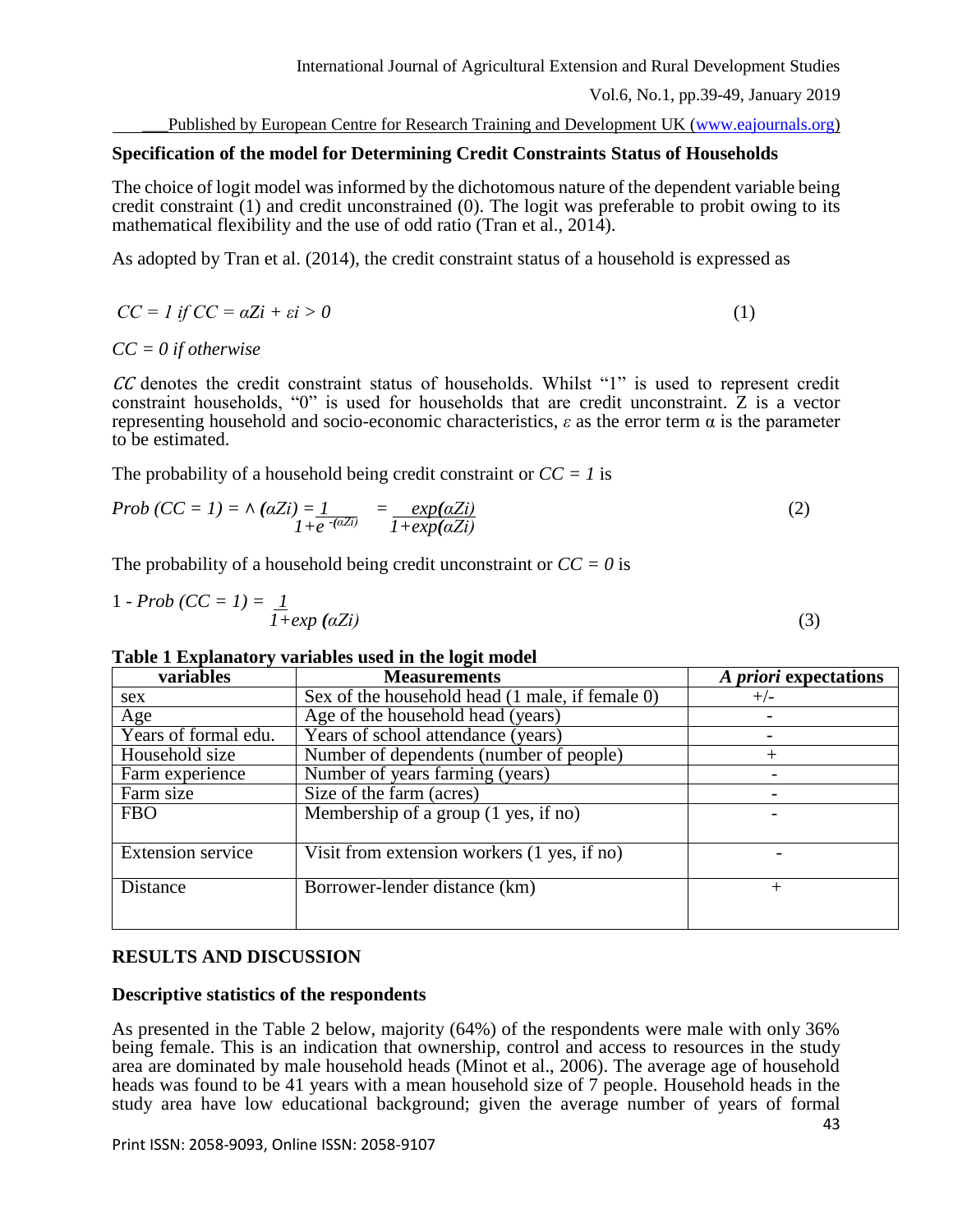### Specification of the model for Determining Credit Constraints Status of Households

The choice of logit model was informed by the dichotomous nature of the dependent variable being credit constraint (1) and credit unconstrained (0). The logit was preferable to probit owing to its mathematical flexibility and the use of odd ratio (Tran et al., 2014).

As adopted by Tran et al. (2014), the credit constraint status of a household is expressed as

$$CC = 1 \text{ if } CC = \alpha Zi + \varepsilon i > 0 \tag{1}$$

$CC = 0$ *if otherwise*

$CC$ denotes the credit constraint status of households. Whilst "1" is used to represent credit constraint households, "0" is used for households that are credit unconstraint. Z is a vector representing household and socio-economic characteristics, $\varepsilon$ as the error term $\alpha$ is the parameter to be estimated.

The probability of a household being credit constraint or $CC = 1$ is

$$Prob\ (CC = 1) = \wedge (\alpha Zi) = \frac{1}{1+e^{-(\alpha Zi)}} = \frac{exp(\alpha Zi)}{1+exp(\alpha Zi)} \tag{2}$$

The probability of a household being credit unconstraint or $CC = 0$ is

$$1 - Prob\ (CC = 1) = \frac{1}{1+exp\ (\alpha Zi)} \tag{3}$$

**Table 1 Explanatory variables used in the logit model**

| variables | Measurements | *A priori* expectations |
|---|---|---|
| sex | Sex of the household head (1 male, if female 0) | +/- |
| Age | Age of the household head (years) | - |
| Years of formal edu. | Years of school attendance (years) | - |
| Household size | Number of dependents (number of people) | + |
| Farm experience | Number of years farming (years) | - |
| Farm size | Size of the farm (acres) | - |
| FBO | Membership of a group (1 yes, if no) | - |
| Extension service | Visit from extension workers (1 yes, if no) | - |
| Distance | Borrower-lender distance (km) | + |

## RESULTS AND DISCUSSION

### Descriptive statistics of the respondents

As presented in the Table 2 below, majority (64%) of the respondents were male with only 36% being female. This is an indication that ownership, control and access to resources in the study area are dominated by male household heads (Minot et al., 2006). The average age of household heads was found to be 41 years with a mean household size of 7 people. Household heads in the study area have low educational background; given the average number of years of formal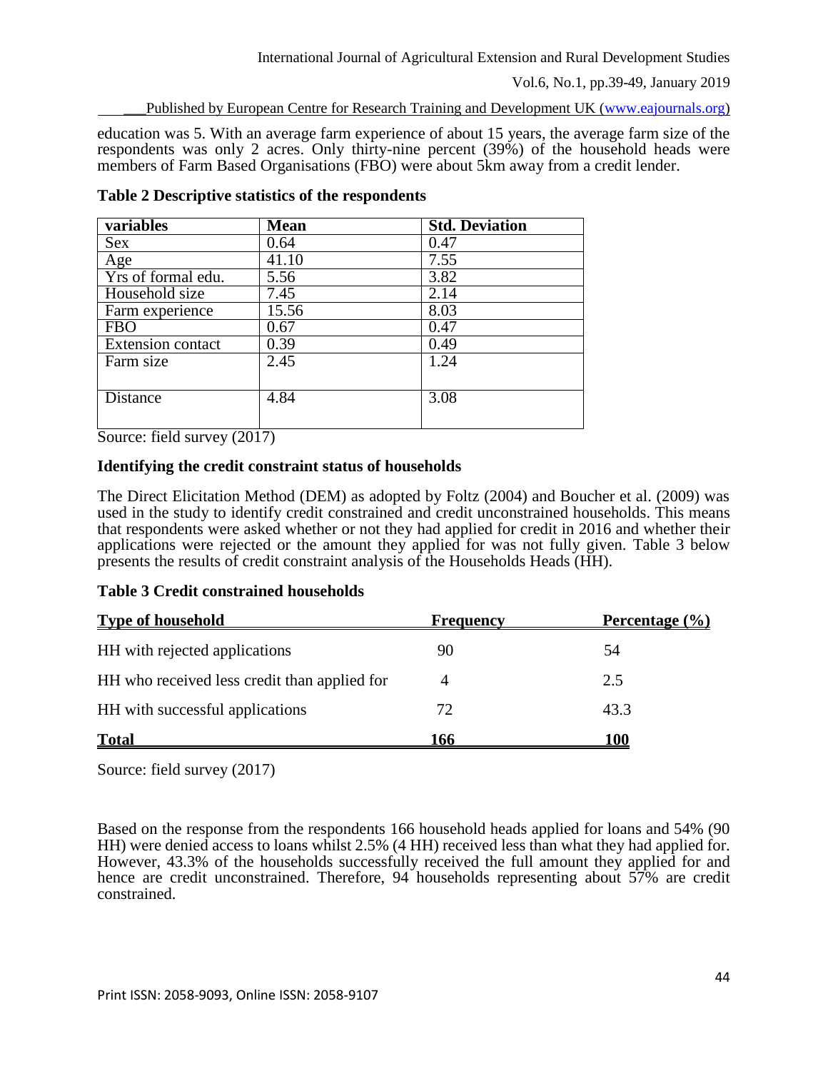education was 5. With an average farm experience of about 15 years, the average farm size of the respondents was only 2 acres. Only thirty-nine percent (39%) of the household heads were members of Farm Based Organisations (FBO) were about 5km away from a credit lender.

**Table 2 Descriptive statistics of the respondents**

| variables | Mean | Std. Deviation |
|---|---|---|
| Sex | 0.64 | 0.47 |
| Age | 41.10 | 7.55 |
| Yrs of formal edu. | 5.56 | 3.82 |
| Household size | 7.45 | 2.14 |
| Farm experience | 15.56 | 8.03 |
| FBO | 0.67 | 0.47 |
| Extension contact | 0.39 | 0.49 |
| Farm size | 2.45 | 1.24 |
| Distance | 4.84 | 3.08 |

Source: field survey (2017)

### Identifying the credit constraint status of households

The Direct Elicitation Method (DEM) as adopted by Foltz (2004) and Boucher et al. (2009) was used in the study to identify credit constrained and credit unconstrained households. This means that respondents were asked whether or not they had applied for credit in 2016 and whether their applications were rejected or the amount they applied for was not fully given. Table 3 below presents the results of credit constraint analysis of the Households Heads (HH).

**Table 3 Credit constrained households**

| Type of household | Frequency | Percentage (%) |
|---|---|---|
| HH with rejected applications | 90 | 54 |
| HH who received less credit than applied for | 4 | 2.5 |
| HH with successful applications | 72 | 43.3 |
| **Total** | **166** | **100** |

Source: field survey (2017)

Based on the response from the respondents 166 household heads applied for loans and 54% (90 HH) were denied access to loans whilst 2.5% (4 HH) received less than what they had applied for. However, 43.3% of the households successfully received the full amount they applied for and hence are credit unconstrained. Therefore, 94 households representing about 57% are credit constrained.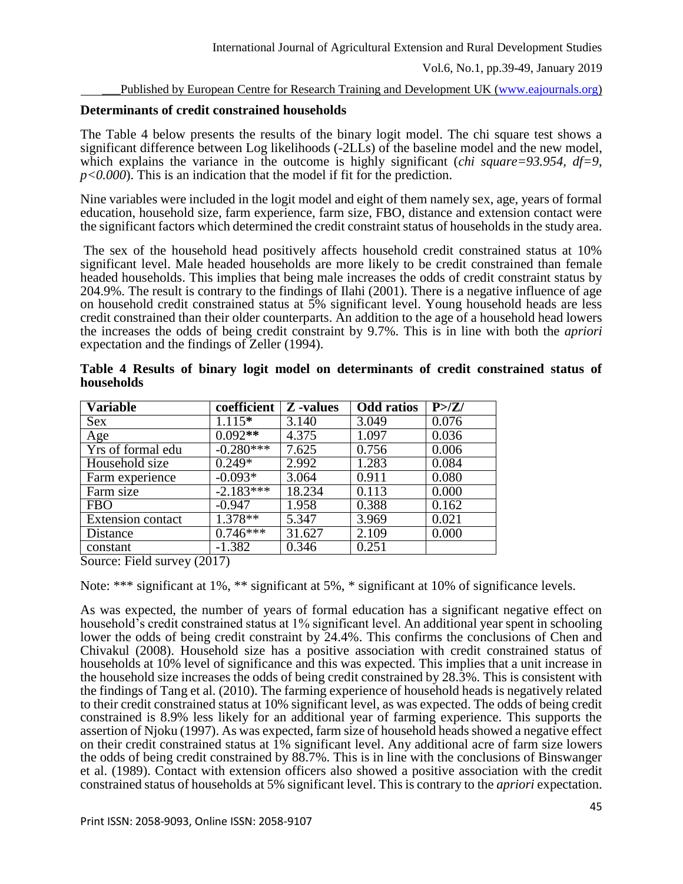### Determinants of credit constrained households

The Table 4 below presents the results of the binary logit model. The chi square test shows a significant difference between Log likelihoods (-2LLs) of the baseline model and the new model, which explains the variance in the outcome is highly significant (*chi square=93.954, df=9, p<0.000*). This is an indication that the model if fit for the prediction.

Nine variables were included in the logit model and eight of them namely sex, age, years of formal education, household size, farm experience, farm size, FBO, distance and extension contact were the significant factors which determined the credit constraint status of households in the study area.

The sex of the household head positively affects household credit constrained status at 10% significant level. Male headed households are more likely to be credit constrained than female headed households. This implies that being male increases the odds of credit constraint status by 204.9%. The result is contrary to the findings of Ilahi (2001). There is a negative influence of age on household credit constrained status at 5% significant level. Young household heads are less credit constrained than their older counterparts. An addition to the age of a household head lowers the increases the odds of being credit constraint by 9.7%. This is in line with both the *apriori* expectation and the findings of Zeller (1994).

**Table 4 Results of binary logit model on determinants of credit constrained status of households**

| Variable | coefficient | Z -values | Odd ratios | P>/Z/ |
|---|---|---|---|---|
| Sex | 1.115* | 3.140 | 3.049 | 0.076 |
| Age | 0.092** | 4.375 | 1.097 | 0.036 |
| Yrs of formal edu | -0.280*** | 7.625 | 0.756 | 0.006 |
| Household size | 0.249* | 2.992 | 1.283 | 0.084 |
| Farm experience | -0.093* | 3.064 | 0.911 | 0.080 |
| Farm size | -2.183*** | 18.234 | 0.113 | 0.000 |
| FBO | -0.947 | 1.958 | 0.388 | 0.162 |
| Extension contact | 1.378** | 5.347 | 3.969 | 0.021 |
| Distance | 0.746*** | 31.627 | 2.109 | 0.000 |
| constant | -1.382 | 0.346 | 0.251 | |

Source: Field survey (2017)

Note: *** significant at 1%, ** significant at 5%, * significant at 10% of significance levels.

As was expected, the number of years of formal education has a significant negative effect on household's credit constrained status at 1% significant level. An additional year spent in schooling lower the odds of being credit constraint by 24.4%. This confirms the conclusions of Chen and Chivakul (2008). Household size has a positive association with credit constrained status of households at 10% level of significance and this was expected. This implies that a unit increase in the household size increases the odds of being credit constrained by 28.3%. This is consistent with the findings of Tang et al. (2010). The farming experience of household heads is negatively related to their credit constrained status at 10% significant level, as was expected. The odds of being credit constrained is 8.9% less likely for an additional year of farming experience. This supports the assertion of Njoku (1997). As was expected, farm size of household heads showed a negative effect on their credit constrained status at 1% significant level. Any additional acre of farm size lowers the odds of being credit constrained by 88.7%. This is in line with the conclusions of Binswanger et al. (1989). Contact with extension officers also showed a positive association with the credit constrained status of households at 5% significant level. This is contrary to the *apriori* expectation.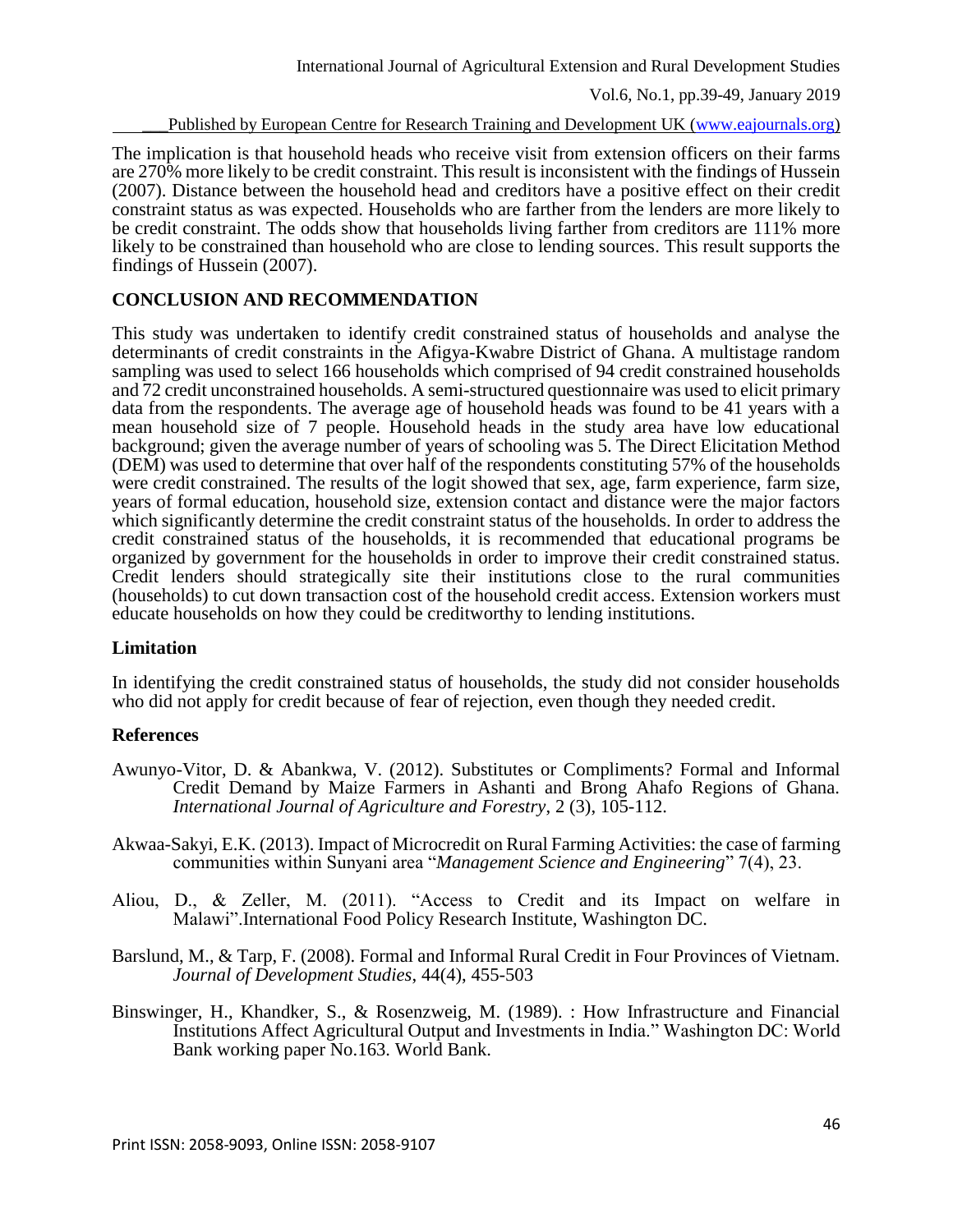The implication is that household heads who receive visit from extension officers on their farms are 270% more likely to be credit constraint. This result is inconsistent with the findings of Hussein (2007). Distance between the household head and creditors have a positive effect on their credit constraint status as was expected. Households who are farther from the lenders are more likely to be credit constraint. The odds show that households living farther from creditors are 111% more likely to be constrained than household who are close to lending sources. This result supports the findings of Hussein (2007).

## CONCLUSION AND RECOMMENDATION

This study was undertaken to identify credit constrained status of households and analyse the determinants of credit constraints in the Afigya-Kwabre District of Ghana. A multistage random sampling was used to select 166 households which comprised of 94 credit constrained households and 72 credit unconstrained households. A semi-structured questionnaire was used to elicit primary data from the respondents. The average age of household heads was found to be 41 years with a mean household size of 7 people. Household heads in the study area have low educational background; given the average number of years of schooling was 5. The Direct Elicitation Method (DEM) was used to determine that over half of the respondents constituting 57% of the households were credit constrained. The results of the logit showed that sex, age, farm experience, farm size, years of formal education, household size, extension contact and distance were the major factors which significantly determine the credit constraint status of the households. In order to address the credit constrained status of the households, it is recommended that educational programs be organized by government for the households in order to improve their credit constrained status. Credit lenders should strategically site their institutions close to the rural communities (households) to cut down transaction cost of the household credit access. Extension workers must educate households on how they could be creditworthy to lending institutions.

### Limitation

In identifying the credit constrained status of households, the study did not consider households who did not apply for credit because of fear of rejection, even though they needed credit.

### References

Awunyo-Vitor, D. & Abankwa, V. (2012). Substitutes or Compliments? Formal and Informal Credit Demand by Maize Farmers in Ashanti and Brong Ahafo Regions of Ghana. *International Journal of Agriculture and Forestry*, 2 (3), 105-112.

Akwaa-Sakyi, E.K. (2013). Impact of Microcredit on Rural Farming Activities: the case of farming communities within Sunyani area "*Management Science and Engineering*" 7(4), 23.

Aliou, D., & Zeller, M. (2011). "Access to Credit and its Impact on welfare in Malawi".International Food Policy Research Institute, Washington DC.

Barslund, M., & Tarp, F. (2008). Formal and Informal Rural Credit in Four Provinces of Vietnam. *Journal of Development Studies*, 44(4), 455-503

Binswinger, H., Khandker, S., & Rosenzweig, M. (1989). : How Infrastructure and Financial Institutions Affect Agricultural Output and Investments in India." Washington DC: World Bank working paper No.163. World Bank.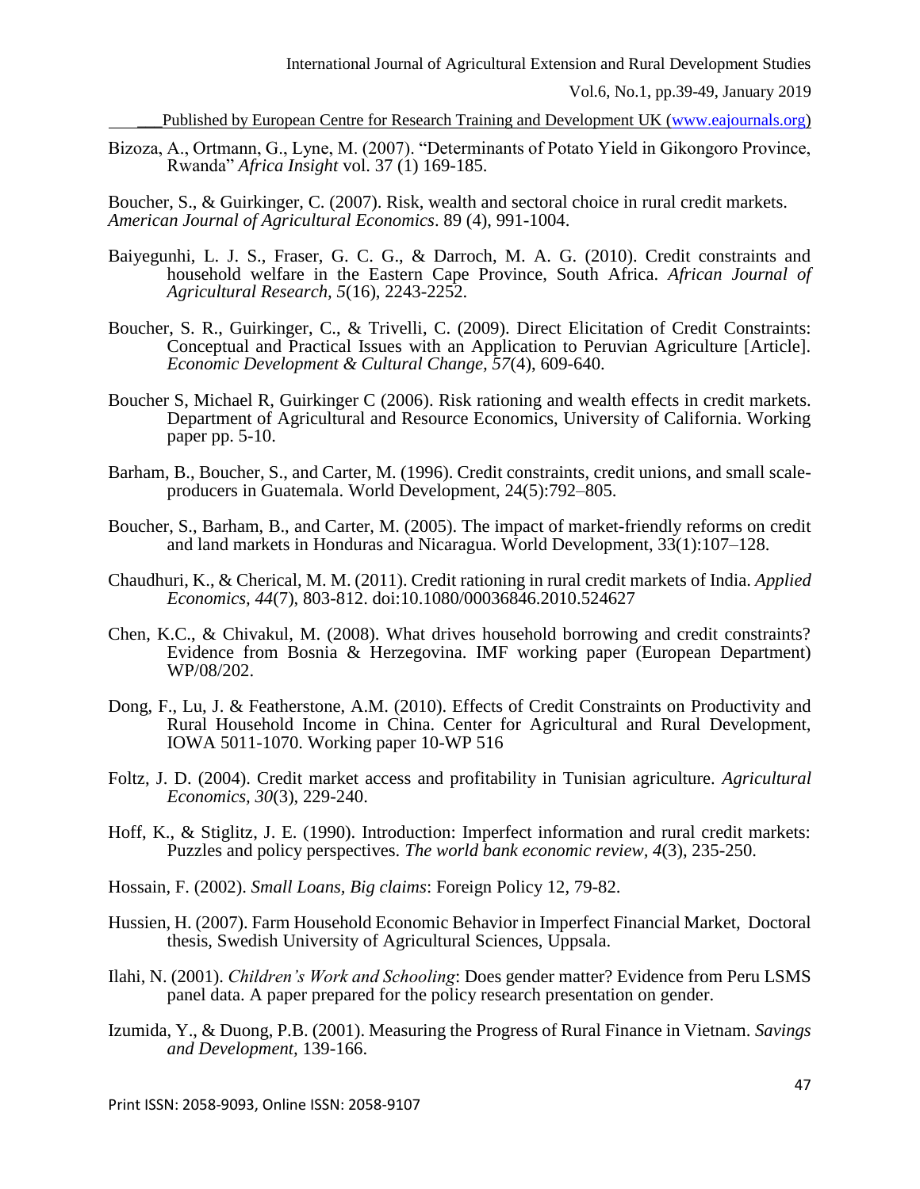Bizoza, A., Ortmann, G., Lyne, M. (2007). "Determinants of Potato Yield in Gikongoro Province, Rwanda" *Africa Insight* vol. 37 (1) 169-185.

Boucher, S., & Guirkinger, C. (2007). Risk, wealth and sectoral choice in rural credit markets. *American Journal of Agricultural Economics*. 89 (4), 991-1004.

Baiyegunhi, L. J. S., Fraser, G. C. G., & Darroch, M. A. G. (2010). Credit constraints and household welfare in the Eastern Cape Province, South Africa. *African Journal of Agricultural Research, 5*(16), 2243-2252.

Boucher, S. R., Guirkinger, C., & Trivelli, C. (2009). Direct Elicitation of Credit Constraints: Conceptual and Practical Issues with an Application to Peruvian Agriculture [Article]. *Economic Development & Cultural Change, 57*(4), 609-640.

Boucher S, Michael R, Guirkinger C (2006). Risk rationing and wealth effects in credit markets. Department of Agricultural and Resource Economics, University of California. Working paper pp. 5-10.

Barham, B., Boucher, S., and Carter, M. (1996). Credit constraints, credit unions, and small scale-producers in Guatemala. World Development, 24(5):792–805.

Boucher, S., Barham, B., and Carter, M. (2005). The impact of market-friendly reforms on credit and land markets in Honduras and Nicaragua. World Development, 33(1):107–128.

Chaudhuri, K., & Cherical, M. M. (2011). Credit rationing in rural credit markets of India. *Applied Economics, 44*(7), 803-812. doi:10.1080/00036846.2010.524627

Chen, K.C., & Chivakul, M. (2008). What drives household borrowing and credit constraints? Evidence from Bosnia & Herzegovina. IMF working paper (European Department) WP/08/202.

Dong, F., Lu, J. & Featherstone, A.M. (2010). Effects of Credit Constraints on Productivity and Rural Household Income in China. Center for Agricultural and Rural Development, IOWA 5011-1070. Working paper 10-WP 516

Foltz, J. D. (2004). Credit market access and profitability in Tunisian agriculture. *Agricultural Economics, 30*(3), 229-240.

Hoff, K., & Stiglitz, J. E. (1990). Introduction: Imperfect information and rural credit markets: Puzzles and policy perspectives. *The world bank economic review, 4*(3), 235-250.

Hossain, F. (2002). *Small Loans, Big claims*: Foreign Policy 12, 79-82.

Hussien, H. (2007). Farm Household Economic Behavior in Imperfect Financial Market, Doctoral thesis, Swedish University of Agricultural Sciences, Uppsala.

Ilahi, N. (2001). *Children's Work and Schooling*: Does gender matter? Evidence from Peru LSMS panel data. A paper prepared for the policy research presentation on gender.

Izumida, Y., & Duong, P.B. (2001). Measuring the Progress of Rural Finance in Vietnam. *Savings and Development,* 139-166.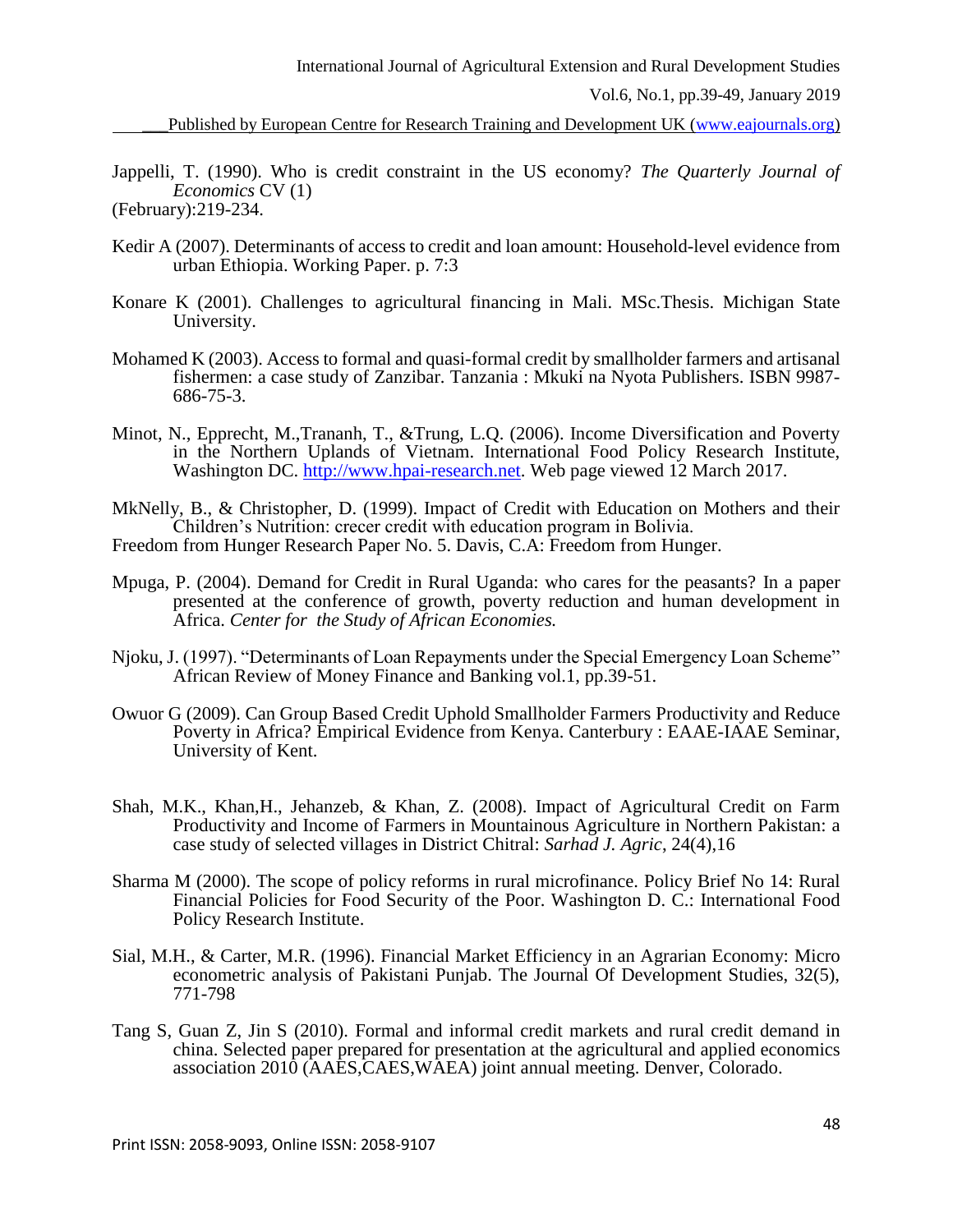Jappelli, T. (1990). Who is credit constraint in the US economy? *The Quarterly Journal of Economics* CV (1) (February):219-234.

Kedir A (2007). Determinants of access to credit and loan amount: Household-level evidence from urban Ethiopia. Working Paper. p. 7:3

Konare K (2001). Challenges to agricultural financing in Mali. MSc.Thesis. Michigan State University.

Mohamed K (2003). Access to formal and quasi-formal credit by smallholder farmers and artisanal fishermen: a case study of Zanzibar. Tanzania : Mkuki na Nyota Publishers. ISBN 9987-686-75-3.

Minot, N., Epprecht, M.,Trananh, T., &Trung, L.Q. (2006). Income Diversification and Poverty in the Northern Uplands of Vietnam. International Food Policy Research Institute, Washington DC. http://www.hpai-research.net. Web page viewed 12 March 2017.

MkNelly, B., & Christopher, D. (1999). Impact of Credit with Education on Mothers and their Children's Nutrition: crecer credit with education program in Bolivia. Freedom from Hunger Research Paper No. 5. Davis, C.A: Freedom from Hunger.

Mpuga, P. (2004). Demand for Credit in Rural Uganda: who cares for the peasants? In a paper presented at the conference of growth, poverty reduction and human development in Africa. *Center for the Study of African Economies.*

Njoku, J. (1997). "Determinants of Loan Repayments under the Special Emergency Loan Scheme" African Review of Money Finance and Banking vol.1, pp.39-51.

Owuor G (2009). Can Group Based Credit Uphold Smallholder Farmers Productivity and Reduce Poverty in Africa? Empirical Evidence from Kenya. Canterbury : EAAE-IAAE Seminar, University of Kent.

Shah, M.K., Khan,H., Jehanzeb, & Khan, Z. (2008). Impact of Agricultural Credit on Farm Productivity and Income of Farmers in Mountainous Agriculture in Northern Pakistan: a case study of selected villages in District Chitral: *Sarhad J. Agric*, 24(4),16

Sharma M (2000). The scope of policy reforms in rural microfinance. Policy Brief No 14: Rural Financial Policies for Food Security of the Poor. Washington D. C.: International Food Policy Research Institute.

Sial, M.H., & Carter, M.R. (1996). Financial Market Efficiency in an Agrarian Economy: Micro econometric analysis of Pakistani Punjab. The Journal Of Development Studies, 32(5), 771-798

Tang S, Guan Z, Jin S (2010). Formal and informal credit markets and rural credit demand in china. Selected paper prepared for presentation at the agricultural and applied economics association 2010 (AAES,CAES,WAEA) joint annual meeting. Denver, Colorado.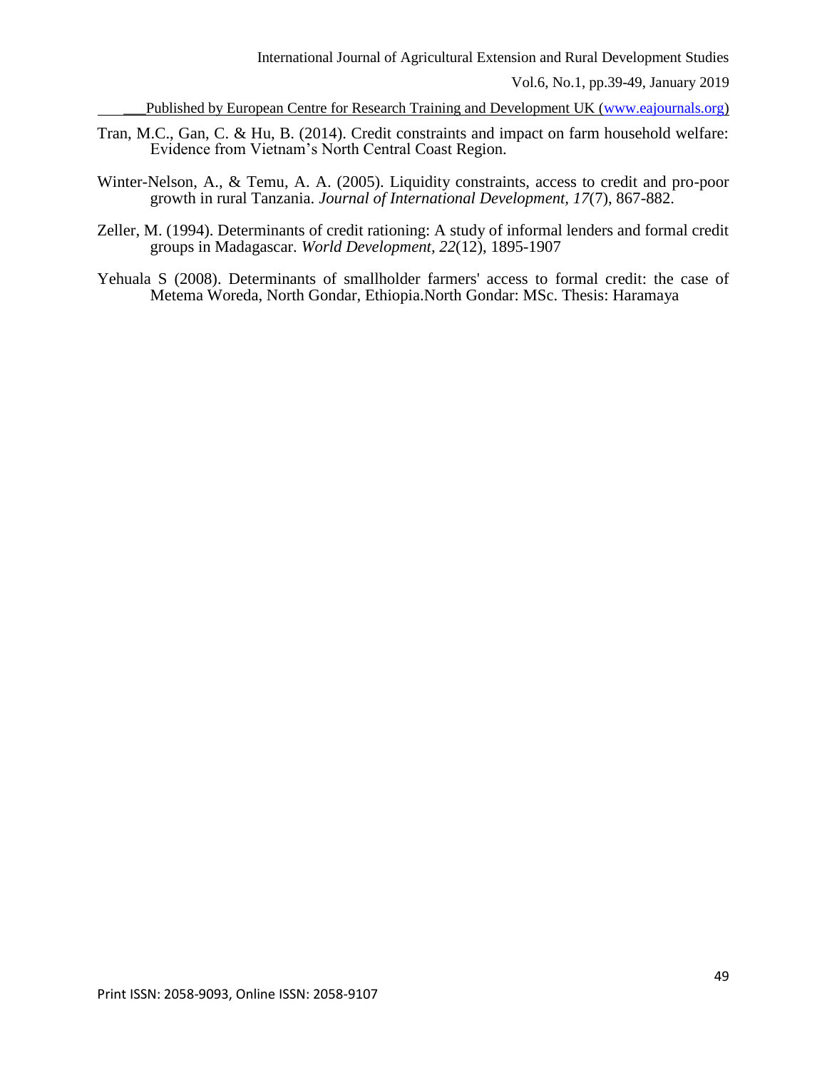Tran, M.C., Gan, C. & Hu, B. (2014). Credit constraints and impact on farm household welfare: Evidence from Vietnam's North Central Coast Region.

Winter-Nelson, A., & Temu, A. A. (2005). Liquidity constraints, access to credit and pro-poor growth in rural Tanzania. *Journal of International Development, 17*(7), 867-882.

Zeller, M. (1994). Determinants of credit rationing: A study of informal lenders and formal credit groups in Madagascar. *World Development, 22*(12), 1895-1907

Yehuala S (2008). Determinants of smallholder farmers' access to formal credit: the case of Metema Woreda, North Gondar, Ethiopia.North Gondar: MSc. Thesis: Haramaya